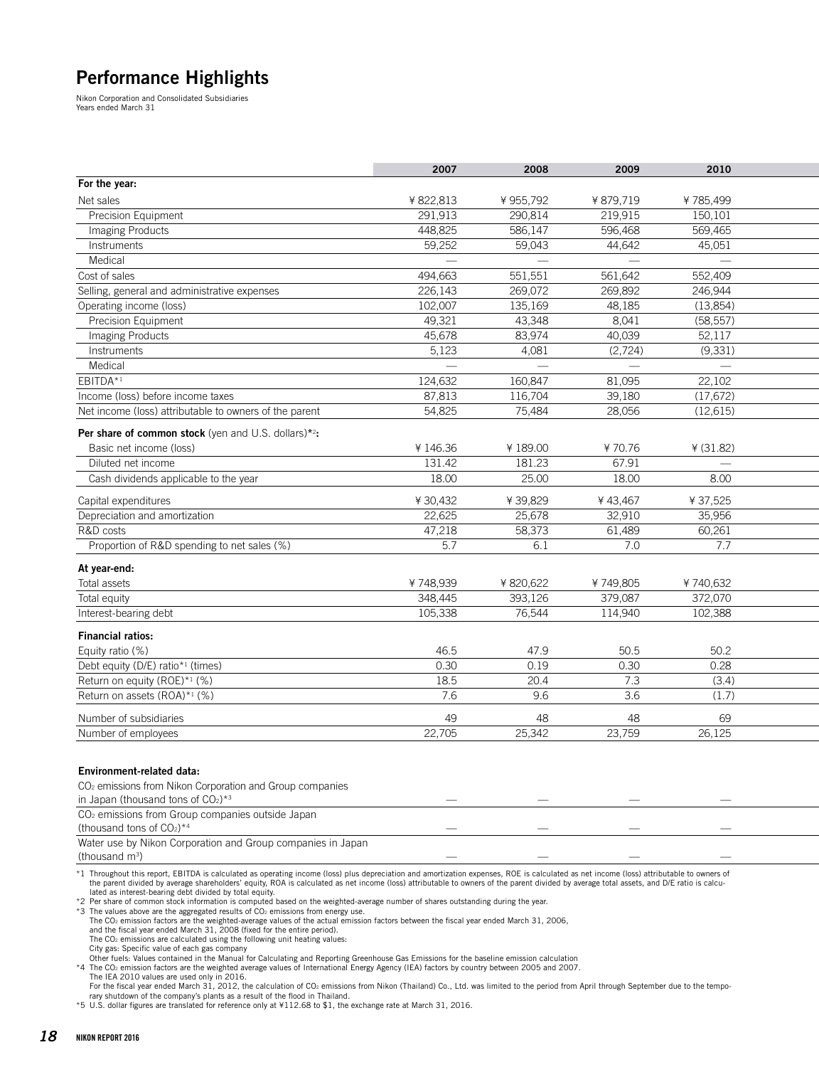# Performance Highlights

Nikon Corporation and Consolidated Subsidiaries
Years ended March 31

| | 2007 | 2008 | 2009 | 2010 |
|---|---|---|---|---|
| **For the year:** | | | | |
| Net sales | ¥ 822,813 | ¥ 955,792 | ¥ 879,719 | ¥ 785,499 |
| Precision Equipment | 291,913 | 290,814 | 219,915 | 150,101 |
| Imaging Products | 448,825 | 586,147 | 596,468 | 569,465 |
| Instruments | 59,252 | 59,043 | 44,642 | 45,051 |
| Medical | — | — | — | — |
| Cost of sales | 494,663 | 551,551 | 561,642 | 552,409 |
| Selling, general and administrative expenses | 226,143 | 269,072 | 269,892 | 246,944 |
| Operating income (loss) | 102,007 | 135,169 | 48,185 | (13,854) |
| Precision Equipment | 49,321 | 43,348 | 8,041 | (58,557) |
| Imaging Products | 45,678 | 83,974 | 40,039 | 52,117 |
| Instruments | 5,123 | 4,081 | (2,724) | (9,331) |
| Medical | — | — | — | — |
| EBITDA*1 | 124,632 | 160,847 | 81,095 | 22,102 |
| Income (loss) before income taxes | 87,813 | 116,704 | 39,180 | (17,672) |
| Net income (loss) attributable to owners of the parent | 54,825 | 75,484 | 28,056 | (12,615) |
| **Per share of common stock** (yen and U.S. dollars)*2**:** | | | | |
| Basic net income (loss) | ¥ 146.36 | ¥ 189.00 | ¥ 70.76 | ¥ (31.82) |
| Diluted net income | 131.42 | 181.23 | 67.91 | — |
| Cash dividends applicable to the year | 18.00 | 25.00 | 18.00 | 8.00 |
| Capital expenditures | ¥ 30,432 | ¥ 39,829 | ¥ 43,467 | ¥ 37,525 |
| Depreciation and amortization | 22,625 | 25,678 | 32,910 | 35,956 |
| R&D costs | 47,218 | 58,373 | 61,489 | 60,261 |
| Proportion of R&D spending to net sales (%) | 5.7 | 6.1 | 7.0 | 7.7 |
| **At year-end:** | | | | |
| Total assets | ¥ 748,939 | ¥ 820,622 | ¥ 749,805 | ¥ 740,632 |
| Total equity | 348,445 | 393,126 | 379,087 | 372,070 |
| Interest-bearing debt | 105,338 | 76,544 | 114,940 | 102,388 |
| **Financial ratios:** | | | | |
| Equity ratio (%) | 46.5 | 47.9 | 50.5 | 50.2 |
| Debt equity (D/E) ratio*1 (times) | 0.30 | 0.19 | 0.30 | 0.28 |
| Return on equity (ROE)*1 (%) | 18.5 | 20.4 | 7.3 | (3.4) |
| Return on assets (ROA)*1 (%) | 7.6 | 9.6 | 3.6 | (1.7) |
| Number of subsidiaries | 49 | 48 | 48 | 69 |
| Number of employees | 22,705 | 25,342 | 23,759 | 26,125 |
| **Environment-related data:** | | | | |
| $CO_2$ emissions from Nikon Corporation and Group companies in Japan (thousand tons of $CO_2$)*3 | — | — | — | — |
| $CO_2$ emissions from Group companies outside Japan (thousand tons of $CO_2$)*4 | — | — | — | — |
| Water use by Nikon Corporation and Group companies in Japan (thousand $m^3$) | — | — | — | — |

*1 Throughout this report, EBITDA is calculated as operating income (loss) plus depreciation and amortization expenses, ROE is calculated as net income (loss) attributable to owners of the parent divided by average shareholders' equity, ROA is calculated as net income (loss) attributable to owners of the parent divided by average total assets, and D/E ratio is calculated as interest-bearing debt divided by total equity.

*2 Per share of common stock information is computed based on the weighted-average number of shares outstanding during the year.

*3 The values above are the aggregated results of $CO_2$ emissions from energy use.
The $CO_2$ emission factors are the weighted-average values of the actual emission factors between the fiscal year ended March 31, 2006, and the fiscal year ended March 31, 2008 (fixed for the entire period).
The $CO_2$ emissions are calculated using the following unit heating values:
City gas: Specific value of each gas company
Other fuels: Values contained in the Manual for Calculating and Reporting Greenhouse Gas Emissions for the baseline emission calculation

*4 The $CO_2$ emission factors are the weighted average values of International Energy Agency (IEA) factors by country between 2005 and 2007.
The IEA 2010 values are used only in 2016.
For the fiscal year ended March 31, 2012, the calculation of $CO_2$ emissions from Nikon (Thailand) Co., Ltd. was limited to the period from April through September due to the temporary shutdown of the company's plants as a result of the flood in Thailand.

*5 U.S. dollar figures are translated for reference only at ¥112.68 to $1, the exchange rate at March 31, 2016.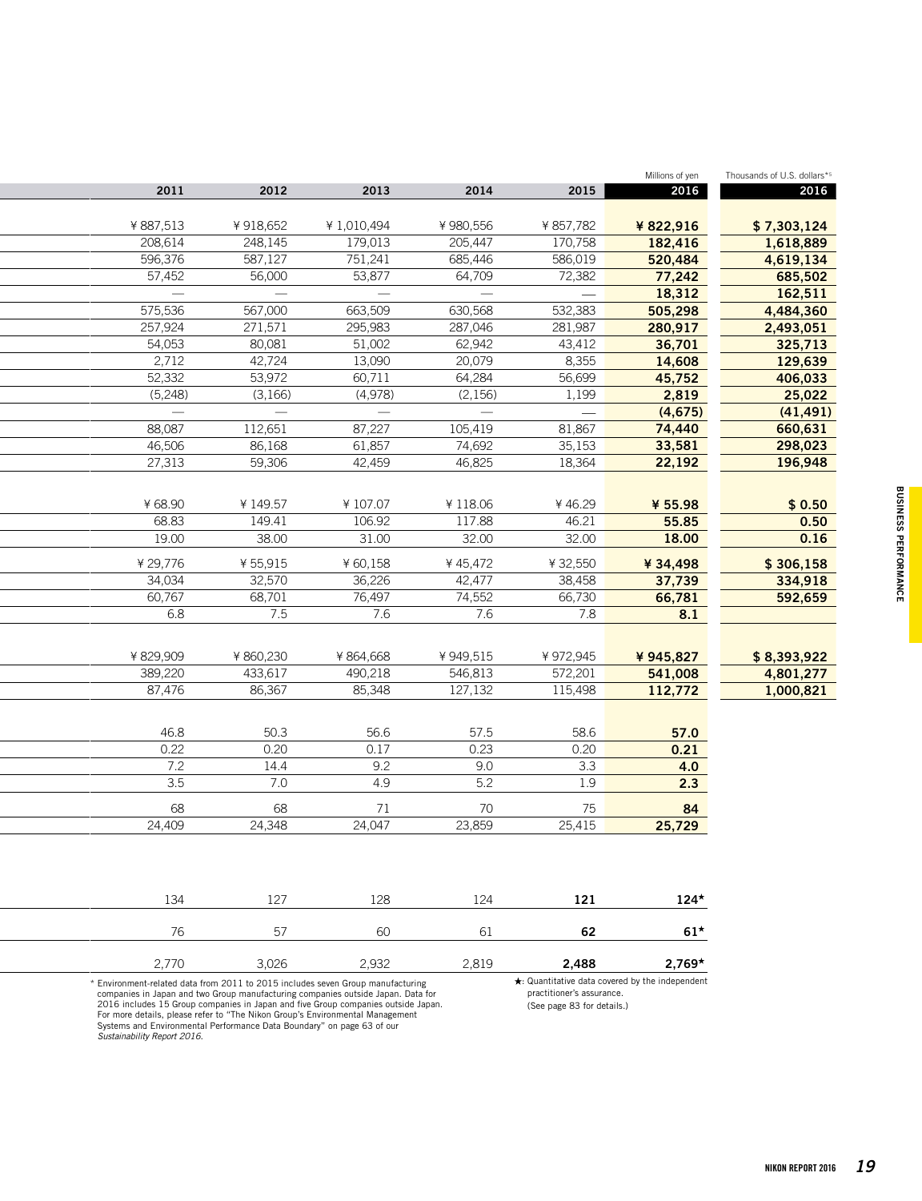| | | | | | Millions of yen | Thousands of U.S. dollars*5 |
|---|---|---|---|---|---|---|
| 2011 | 2012 | 2013 | 2014 | 2015 | 2016 | 2016 |
| ¥887,513 | ¥918,652 | ¥1,010,494 | ¥980,556 | ¥857,782 | **¥822,916** | **$7,303,124** |
| 208,614 | 248,145 | 179,013 | 205,447 | 170,758 | **182,416** | **1,618,889** |
| 596,376 | 587,127 | 751,241 | 685,446 | 586,019 | **520,484** | **4,619,134** |
| 57,452 | 56,000 | 53,877 | 64,709 | 72,382 | **77,242** | **685,502** |
| — | — | — | — | — | **18,312** | **162,511** |
| 575,536 | 567,000 | 663,509 | 630,568 | 532,383 | **505,298** | **4,484,360** |
| 257,924 | 271,571 | 295,983 | 287,046 | 281,987 | **280,917** | **2,493,051** |
| 54,053 | 80,081 | 51,002 | 62,942 | 43,412 | **36,701** | **325,713** |
| 2,712 | 42,724 | 13,090 | 20,079 | 8,355 | **14,608** | **129,639** |
| 52,332 | 53,972 | 60,711 | 64,284 | 56,699 | **45,752** | **406,033** |
| (5,248) | (3,166) | (4,978) | (2,156) | 1,199 | **2,819** | **25,022** |
| — | — | — | — | — | **(4,675)** | **(41,491)** |
| 88,087 | 112,651 | 87,227 | 105,419 | 81,867 | **74,440** | **660,631** |
| 46,506 | 86,168 | 61,857 | 74,692 | 35,153 | **33,581** | **298,023** |
| 27,313 | 59,306 | 42,459 | 46,825 | 18,364 | **22,192** | **196,948** |
| ¥68.90 | ¥149.57 | ¥107.07 | ¥118.06 | ¥46.29 | **¥55.98** | **$0.50** |
| 68.83 | 149.41 | 106.92 | 117.88 | 46.21 | **55.85** | **0.50** |
| 19.00 | 38.00 | 31.00 | 32.00 | 32.00 | **18.00** | **0.16** |
| ¥29,776 | ¥55,915 | ¥60,158 | ¥45,472 | ¥32,550 | **¥34,498** | **$306,158** |
| 34,034 | 32,570 | 36,226 | 42,477 | 38,458 | **37,739** | **334,918** |
| 60,767 | 68,701 | 76,497 | 74,552 | 66,730 | **66,781** | **592,659** |
| 6.8 | 7.5 | 7.6 | 7.6 | 7.8 | **8.1** | |
| ¥829,909 | ¥860,230 | ¥864,668 | ¥949,515 | ¥972,945 | **¥945,827** | **$8,393,922** |
| 389,220 | 433,617 | 490,218 | 546,813 | 572,201 | **541,008** | **4,801,277** |
| 87,476 | 86,367 | 85,348 | 127,132 | 115,498 | **112,772** | **1,000,821** |
| 46.8 | 50.3 | 56.6 | 57.5 | 58.6 | **57.0** | |
| 0.22 | 0.20 | 0.17 | 0.23 | 0.20 | **0.21** | |
| 7.2 | 14.4 | 9.2 | 9.0 | 3.3 | **4.0** | |
| 3.5 | 7.0 | 4.9 | 5.2 | 1.9 | **2.3** | |
| 68 | 68 | 71 | 70 | 75 | **84** | |
| 24,409 | 24,348 | 24,047 | 23,859 | 25,415 | **25,729** | |
| 134 | 127 | 128 | 124 | **121** | **124★** | |
| 76 | 57 | 60 | 61 | **62** | **61★** | |
| 2,770 | 3,026 | 2,932 | 2,819 | **2,488** | **2,769★** | |

* Environment-related data from 2011 to 2015 includes seven Group manufacturing companies in Japan and two Group manufacturing companies outside Japan. Data for 2016 includes 15 Group companies in Japan and five Group companies outside Japan. For more details, please refer to "The Nikon Group's Environmental Management Systems and Environmental Performance Data Boundary" on page 63 of our *Sustainability Report 2016*.

★: Quantitative data covered by the independent practitioner's assurance. (See page 83 for details.)

BUSINESS PERFORMANCE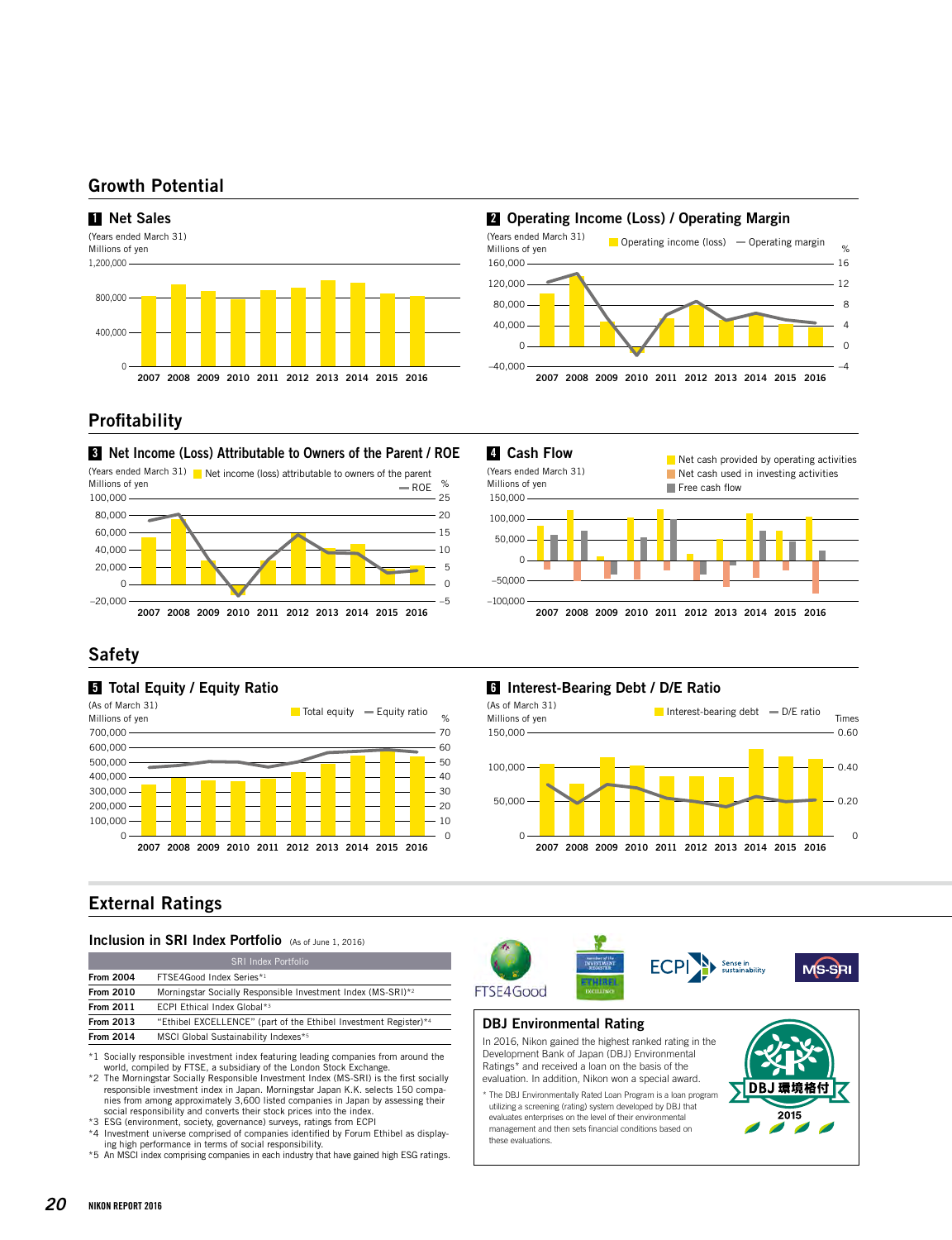## Growth Potential

### 1 Net Sales

(Years ended March 31)
Millions of yen

1,200,000
800,000
400,000
0

2007 2008 2009 2010 2011 2012 2013 2014 2015 2016

### 2 Operating Income (Loss) / Operating Margin

(Years ended March 31)
Millions of yen

Operating income (loss) — Operating margin %

160,000 16
120,000 12
80,000 8
40,000 4
0 0
−40,000 −4

2007 2008 2009 2010 2011 2012 2013 2014 2015 2016

## Profitability

### 3 Net Income (Loss) Attributable to Owners of the Parent / ROE

(Years ended March 31)
Millions of yen

Net income (loss) attributable to owners of the parent — ROE %

100,000 25
80,000 20
60,000 15
40,000 10
20,000 5
0 0
−20,000 −5

2007 2008 2009 2010 2011 2012 2013 2014 2015 2016

### 4 Cash Flow

(Years ended March 31)
Millions of yen

Net cash provided by operating activities
Net cash used in investing activities
Free cash flow

150,000
100,000
50,000
0
−50,000
−100,000

2007 2008 2009 2010 2011 2012 2013 2014 2015 2016

## Safety

### 5 Total Equity / Equity Ratio

(As of March 31)
Millions of yen

Total equity — Equity ratio %

700,000 70
600,000 60
500,000 50
400,000 40
300,000 30
200,000 20
100,000 10
0 0

2007 2008 2009 2010 2011 2012 2013 2014 2015 2016

### 6 Interest-Bearing Debt / D/E Ratio

(As of March 31)
Millions of yen

Interest-bearing debt — D/E ratio Times

150,000 0.60
100,000 0.40
50,000 0.20
0 0

2007 2008 2009 2010 2011 2012 2013 2014 2015 2016

## External Ratings

### Inclusion in SRI Index Portfolio (As of June 1, 2016)

| | SRI Index Portfolio |
|---|---|
| From 2004 | FTSE4Good Index Series*1 |
| From 2010 | Morningstar Socially Responsible Investment Index (MS-SRI)*2 |
| From 2011 | ECPI Ethical Index Global*3 |
| From 2013 | "Ethibel EXCELLENCE" (part of the Ethibel Investment Register)*4 |
| From 2014 | MSCI Global Sustainability Indexes*5 |

*1 Socially responsible investment index featuring leading companies from around the world, compiled by FTSE, a subsidiary of the London Stock Exchange.
*2 The Morningstar Socially Responsible Investment Index (MS-SRI) is the first socially responsible investment index in Japan. Morningstar Japan K.K. selects 150 companies from among approximately 3,600 listed companies in Japan by assessing their social responsibility and converts their stock prices into the index.
*3 ESG (environment, society, governance) surveys, ratings from ECPI
*4 Investment universe comprised of companies identified by Forum Ethibel as displaying high performance in terms of social responsibility.
*5 An MSCI index comprising companies in each industry that have gained high ESG ratings.

FTSE4Good ETHIBEL EXCELLENCE ECPI Sense in sustainability MS-SRI

### DBJ Environmental Rating

In 2016, Nikon gained the highest ranked rating in the Development Bank of Japan (DBJ) Environmental Ratings* and received a loan on the basis of the evaluation. In addition, Nikon won a special award.

* The DBJ Environmentally Rated Loan Program is a loan program utilizing a screening (rating) system developed by DBJ that evaluates enterprises on the level of their environmental management and then sets financial conditions based on these evaluations.

DBJ 環境格付 2015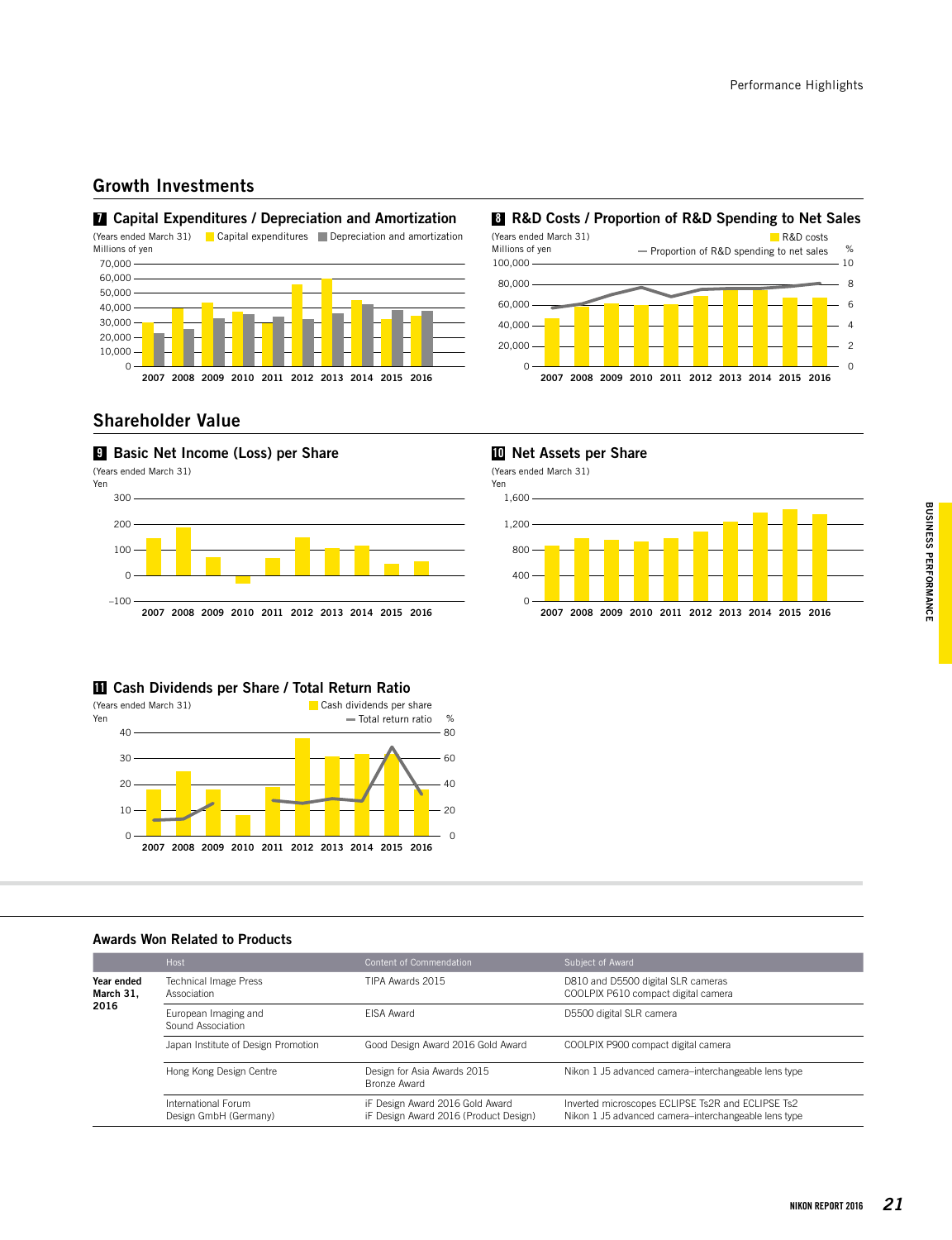## Growth Investments

### 7 Capital Expenditures / Depreciation and Amortization

(Years ended March 31)
Millions of yen

Capital expenditures | Depreciation and amortization

70,000
60,000
50,000
40,000
30,000
20,000
10,000
0

2007 2008 2009 2010 2011 2012 2013 2014 2015 2016

### 8 R&D Costs / Proportion of R&D Spending to Net Sales

(Years ended March 31)
Millions of yen

R&D costs
Proportion of R&D spending to net sales

100,000 — 10 %
80,000 — 8
60,000 — 6
40,000 — 4
20,000 — 2
0 — 0

2007 2008 2009 2010 2011 2012 2013 2014 2015 2016

## Shareholder Value

### 9 Basic Net Income (Loss) per Share

(Years ended March 31)
Yen

300
200
100
0
−100

2007 2008 2009 2010 2011 2012 2013 2014 2015 2016

### 10 Net Assets per Share

(Years ended March 31)
Yen

1,600
1,200
800
400
0

2007 2008 2009 2010 2011 2012 2013 2014 2015 2016

### 11 Cash Dividends per Share / Total Return Ratio

(Years ended March 31)
Yen

Cash dividends per share
Total return ratio

40 — 80 %
30 — 60
20 — 40
10 — 20
0 — 0

2007 2008 2009 2010 2011 2012 2013 2014 2015 2016

## Awards Won Related to Products

| | Host | Content of Commendation | Subject of Award |
|---|---|---|---|
| **Year ended March 31, 2016** | Technical Image Press Association | TIPA Awards 2015 | D810 and D5500 digital SLR cameras<br>COOLPIX P610 compact digital camera |
| | European Imaging and Sound Association | EISA Award | D5500 digital SLR camera |
| | Japan Institute of Design Promotion | Good Design Award 2016 Gold Award | COOLPIX P900 compact digital camera |
| | Hong Kong Design Centre | Design for Asia Awards 2015 Bronze Award | Nikon 1 J5 advanced camera–interchangeable lens type |
| | International Forum Design GmbH (Germany) | iF Design Award 2016 Gold Award<br>iF Design Award 2016 (Product Design) | Inverted microscopes ECLIPSE Ts2R and ECLIPSE Ts2<br>Nikon 1 J5 advanced camera–interchangeable lens type |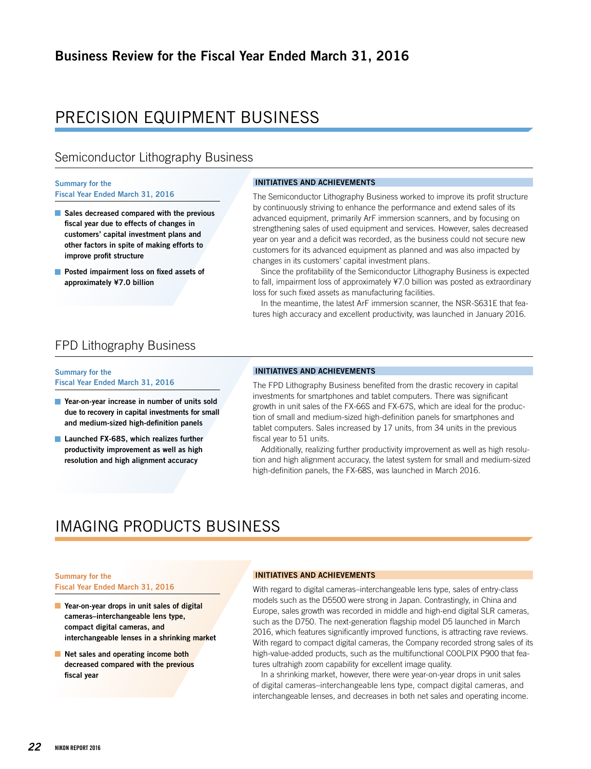## Business Review for the Fiscal Year Ended March 31, 2016

# PRECISION EQUIPMENT BUSINESS

## Semiconductor Lithography Business

### Summary for the Fiscal Year Ended March 31, 2016

- **Sales decreased compared with the previous fiscal year due to effects of changes in customers' capital investment plans and other factors in spite of making efforts to improve profit structure**
- **Posted impairment loss on fixed assets of approximately ¥7.0 billion**

### INITIATIVES AND ACHIEVEMENTS

The Semiconductor Lithography Business worked to improve its profit structure by continuously striving to enhance the performance and extend sales of its advanced equipment, primarily ArF immersion scanners, and by focusing on strengthening sales of used equipment and services. However, sales decreased year on year and a deficit was recorded, as the business could not secure new customers for its advanced equipment as planned and was also impacted by changes in its customers' capital investment plans.

Since the profitability of the Semiconductor Lithography Business is expected to fall, impairment loss of approximately ¥7.0 billion was posted as extraordinary loss for such fixed assets as manufacturing facilities.

In the meantime, the latest ArF immersion scanner, the NSR-S631E that features high accuracy and excellent productivity, was launched in January 2016.

## FPD Lithography Business

### Summary for the Fiscal Year Ended March 31, 2016

- **Year-on-year increase in number of units sold due to recovery in capital investments for small and medium-sized high-definition panels**
- **Launched FX-68S, which realizes further productivity improvement as well as high resolution and high alignment accuracy**

### INITIATIVES AND ACHIEVEMENTS

The FPD Lithography Business benefited from the drastic recovery in capital investments for smartphones and tablet computers. There was significant growth in unit sales of the FX-66S and FX-67S, which are ideal for the production of small and medium-sized high-definition panels for smartphones and tablet computers. Sales increased by 17 units, from 34 units in the previous fiscal year to 51 units.

Additionally, realizing further productivity improvement as well as high resolution and high alignment accuracy, the latest system for small and medium-sized high-definition panels, the FX-68S, was launched in March 2016.

# IMAGING PRODUCTS BUSINESS

### Summary for the Fiscal Year Ended March 31, 2016

- **Year-on-year drops in unit sales of digital cameras–interchangeable lens type, compact digital cameras, and interchangeable lenses in a shrinking market**
- **Net sales and operating income both decreased compared with the previous fiscal year**

### INITIATIVES AND ACHIEVEMENTS

With regard to digital cameras–interchangeable lens type, sales of entry-class models such as the D5500 were strong in Japan. Contrastingly, in China and Europe, sales growth was recorded in middle and high-end digital SLR cameras, such as the D750. The next-generation flagship model D5 launched in March 2016, which features significantly improved functions, is attracting rave reviews. With regard to compact digital cameras, the Company recorded strong sales of its high-value-added products, such as the multifunctional COOLPIX P900 that features ultrahigh zoom capability for excellent image quality.

In a shrinking market, however, there were year-on-year drops in unit sales of digital cameras–interchangeable lens type, compact digital cameras, and interchangeable lenses, and decreases in both net sales and operating income.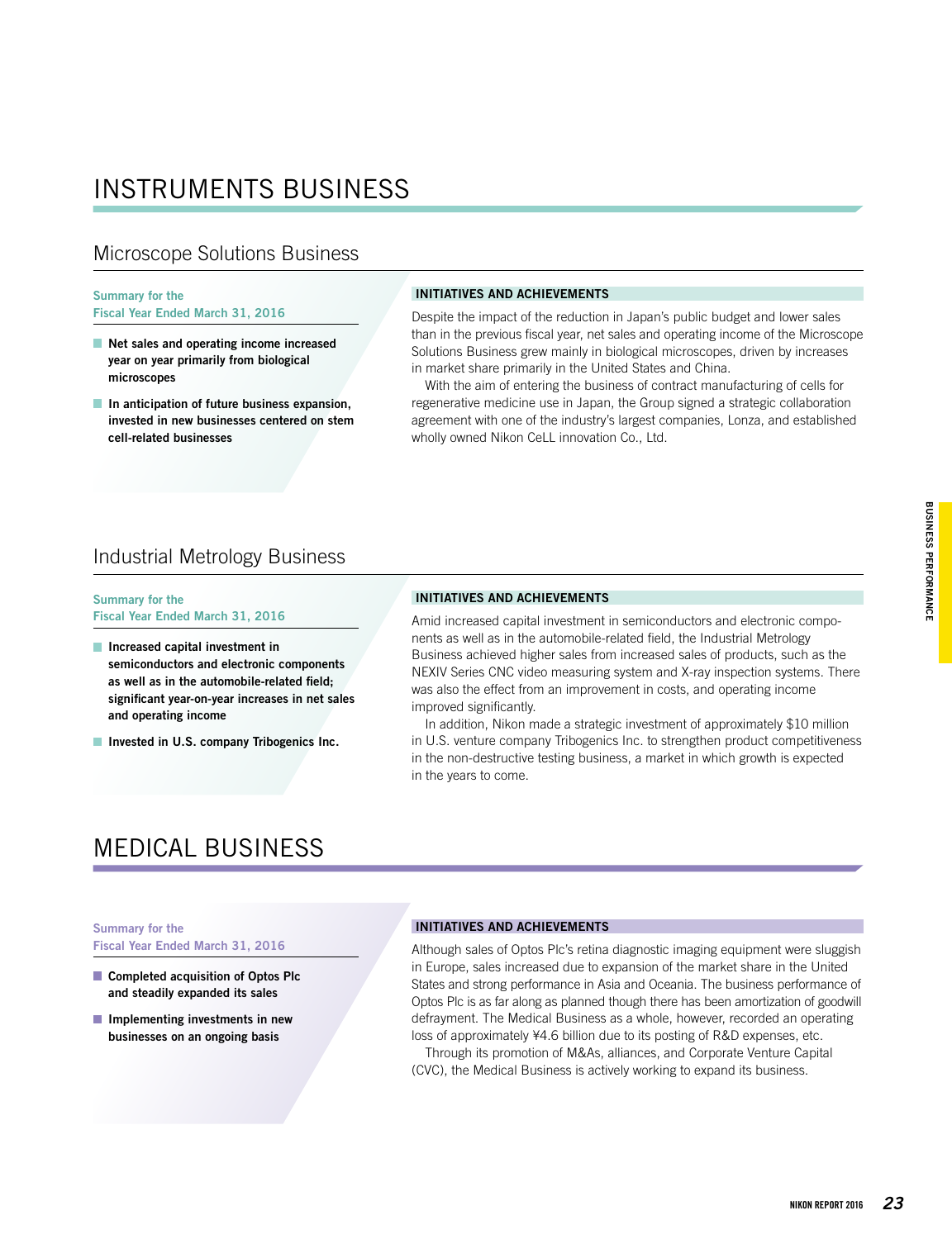# INSTRUMENTS BUSINESS

## Microscope Solutions Business

### Summary for the Fiscal Year Ended March 31, 2016

- **Net sales and operating income increased year on year primarily from biological microscopes**
- **In anticipation of future business expansion, invested in new businesses centered on stem cell-related businesses**

### INITIATIVES AND ACHIEVEMENTS

Despite the impact of the reduction in Japan's public budget and lower sales than in the previous fiscal year, net sales and operating income of the Microscope Solutions Business grew mainly in biological microscopes, driven by increases in market share primarily in the United States and China.

With the aim of entering the business of contract manufacturing of cells for regenerative medicine use in Japan, the Group signed a strategic collaboration agreement with one of the industry's largest companies, Lonza, and established wholly owned Nikon CeLL innovation Co., Ltd.

## Industrial Metrology Business

### Summary for the Fiscal Year Ended March 31, 2016

- **Increased capital investment in semiconductors and electronic components as well as in the automobile-related field; significant year-on-year increases in net sales and operating income**
- **Invested in U.S. company Tribogenics Inc.**

### INITIATIVES AND ACHIEVEMENTS

Amid increased capital investment in semiconductors and electronic components as well as in the automobile-related field, the Industrial Metrology Business achieved higher sales from increased sales of products, such as the NEXIV Series CNC video measuring system and X-ray inspection systems. There was also the effect from an improvement in costs, and operating income improved significantly.

In addition, Nikon made a strategic investment of approximately $10 million in U.S. venture company Tribogenics Inc. to strengthen product competitiveness in the non-destructive testing business, a market in which growth is expected in the years to come.

# MEDICAL BUSINESS

### Summary for the Fiscal Year Ended March 31, 2016

- **Completed acquisition of Optos Plc and steadily expanded its sales**
- **Implementing investments in new businesses on an ongoing basis**

### INITIATIVES AND ACHIEVEMENTS

Although sales of Optos Plc's retina diagnostic imaging equipment were sluggish in Europe, sales increased due to expansion of the market share in the United States and strong performance in Asia and Oceania. The business performance of Optos Plc is as far along as planned though there has been amortization of goodwill defrayment. The Medical Business as a whole, however, recorded an operating loss of approximately ¥4.6 billion due to its posting of R&D expenses, etc.

Through its promotion of M&As, alliances, and Corporate Venture Capital (CVC), the Medical Business is actively working to expand its business.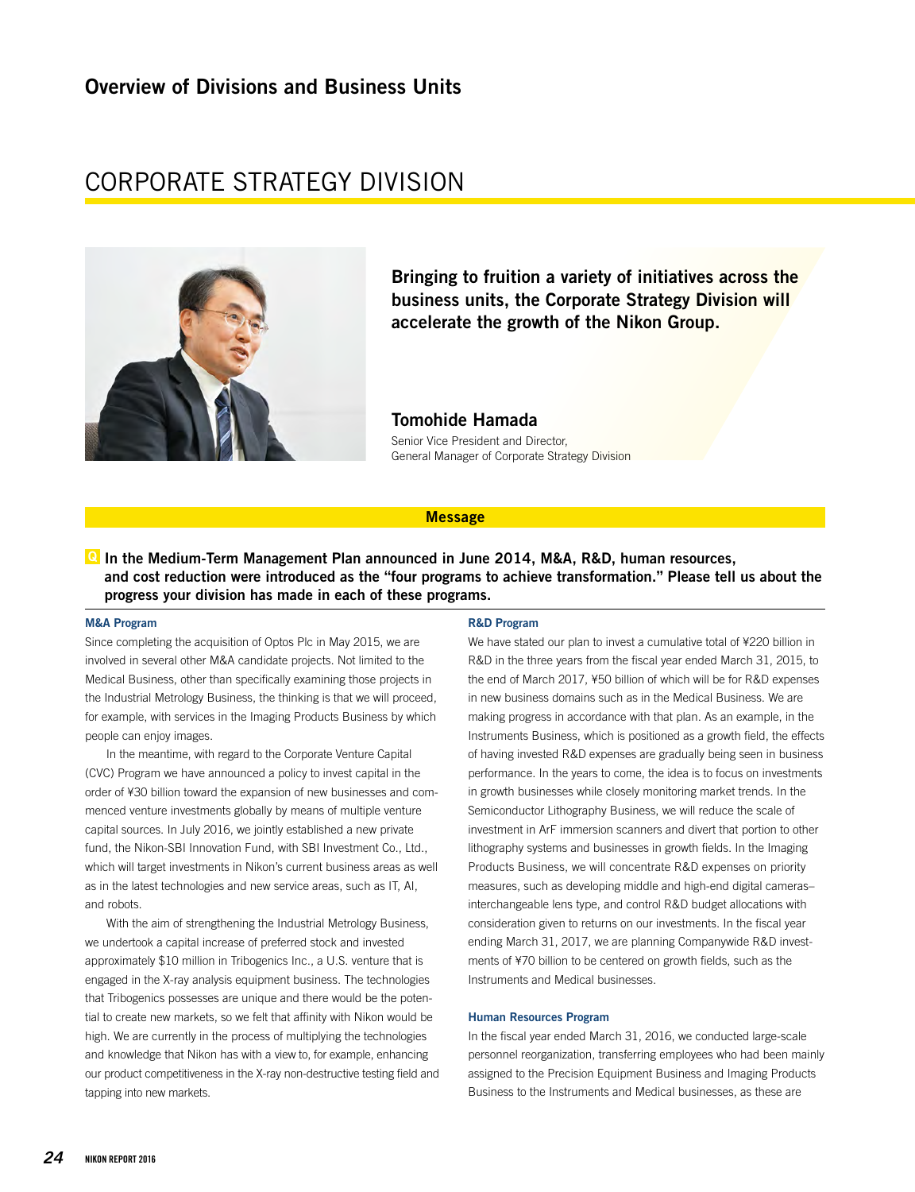## Overview of Divisions and Business Units

# CORPORATE STRATEGY DIVISION

**Bringing to fruition a variety of initiatives across the business units, the Corporate Strategy Division will accelerate the growth of the Nikon Group.**

**Tomohide Hamada**
Senior Vice President and Director,
General Manager of Corporate Strategy Division

### Message

**Q In the Medium-Term Management Plan announced in June 2014, M&A, R&D, human resources, and cost reduction were introduced as the "four programs to achieve transformation." Please tell us about the progress your division has made in each of these programs.**

**M&A Program**

Since completing the acquisition of Optos Plc in May 2015, we are involved in several other M&A candidate projects. Not limited to the Medical Business, other than specifically examining those projects in the Industrial Metrology Business, the thinking is that we will proceed, for example, with services in the Imaging Products Business by which people can enjoy images.

In the meantime, with regard to the Corporate Venture Capital (CVC) Program we have announced a policy to invest capital in the order of ¥30 billion toward the expansion of new businesses and commenced venture investments globally by means of multiple venture capital sources. In July 2016, we jointly established a new private fund, the Nikon-SBI Innovation Fund, with SBI Investment Co., Ltd., which will target investments in Nikon's current business areas as well as in the latest technologies and new service areas, such as IT, AI, and robots.

With the aim of strengthening the Industrial Metrology Business, we undertook a capital increase of preferred stock and invested approximately $10 million in Tribogenics Inc., a U.S. venture that is engaged in the X-ray analysis equipment business. The technologies that Tribogenics possesses are unique and there would be the potential to create new markets, so we felt that affinity with Nikon would be high. We are currently in the process of multiplying the technologies and knowledge that Nikon has with a view to, for example, enhancing our product competitiveness in the X-ray non-destructive testing field and tapping into new markets.

**R&D Program**

We have stated our plan to invest a cumulative total of ¥220 billion in R&D in the three years from the fiscal year ended March 31, 2015, to the end of March 2017, ¥50 billion of which will be for R&D expenses in new business domains such as in the Medical Business. We are making progress in accordance with that plan. As an example, in the Instruments Business, which is positioned as a growth field, the effects of having invested R&D expenses are gradually being seen in business performance. In the years to come, the idea is to focus on investments in growth businesses while closely monitoring market trends. In the Semiconductor Lithography Business, we will reduce the scale of investment in ArF immersion scanners and divert that portion to other lithography systems and businesses in growth fields. In the Imaging Products Business, we will concentrate R&D expenses on priority measures, such as developing middle and high-end digital cameras–interchangeable lens type, and control R&D budget allocations with consideration given to returns on our investments. In the fiscal year ending March 31, 2017, we are planning Companywide R&D investments of ¥70 billion to be centered on growth fields, such as the Instruments and Medical businesses.

**Human Resources Program**

In the fiscal year ended March 31, 2016, we conducted large-scale personnel reorganization, transferring employees who had been mainly assigned to the Precision Equipment Business and Imaging Products Business to the Instruments and Medical businesses, as these are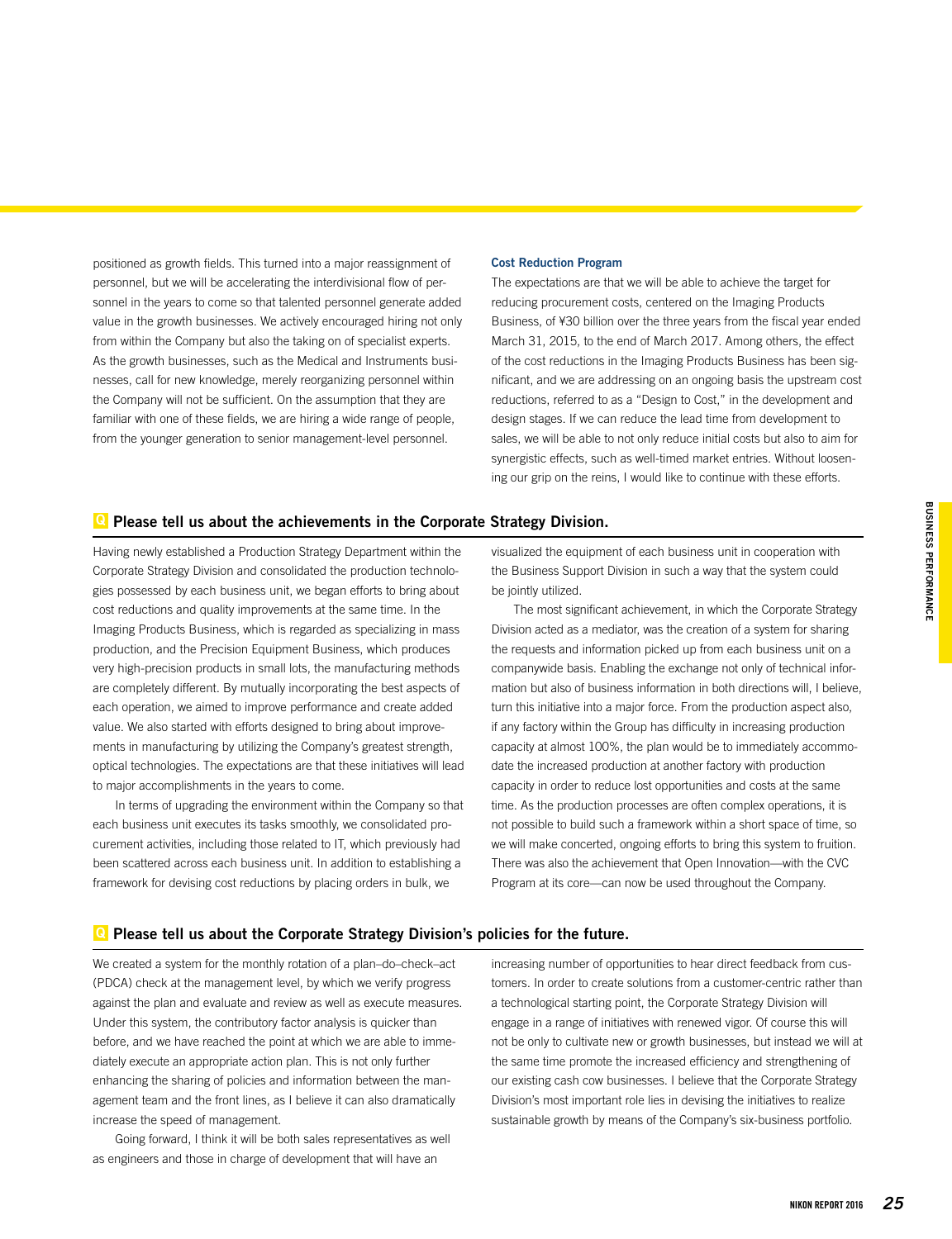positioned as growth fields. This turned into a major reassignment of personnel, but we will be accelerating the interdivisional flow of personnel in the years to come so that talented personnel generate added value in the growth businesses. We actively encouraged hiring not only from within the Company but also the taking on of specialist experts. As the growth businesses, such as the Medical and Instruments businesses, call for new knowledge, merely reorganizing personnel within the Company will not be sufficient. On the assumption that they are familiar with one of these fields, we are hiring a wide range of people, from the younger generation to senior management-level personnel.

### Cost Reduction Program

The expectations are that we will be able to achieve the target for reducing procurement costs, centered on the Imaging Products Business, of ¥30 billion over the three years from the fiscal year ended March 31, 2015, to the end of March 2017. Among others, the effect of the cost reductions in the Imaging Products Business has been significant, and we are addressing on an ongoing basis the upstream cost reductions, referred to as a “Design to Cost,” in the development and design stages. If we can reduce the lead time from development to sales, we will be able to not only reduce initial costs but also to aim for synergistic effects, such as well-timed market entries. Without loosening our grip on the reins, I would like to continue with these efforts.

## Q Please tell us about the achievements in the Corporate Strategy Division.

Having newly established a Production Strategy Department within the Corporate Strategy Division and consolidated the production technologies possessed by each business unit, we began efforts to bring about cost reductions and quality improvements at the same time. In the Imaging Products Business, which is regarded as specializing in mass production, and the Precision Equipment Business, which produces very high-precision products in small lots, the manufacturing methods are completely different. By mutually incorporating the best aspects of each operation, we aimed to improve performance and create added value. We also started with efforts designed to bring about improvements in manufacturing by utilizing the Company’s greatest strength, optical technologies. The expectations are that these initiatives will lead to major accomplishments in the years to come.

In terms of upgrading the environment within the Company so that each business unit executes its tasks smoothly, we consolidated procurement activities, including those related to IT, which previously had been scattered across each business unit. In addition to establishing a framework for devising cost reductions by placing orders in bulk, we visualized the equipment of each business unit in cooperation with the Business Support Division in such a way that the system could be jointly utilized.

The most significant achievement, in which the Corporate Strategy Division acted as a mediator, was the creation of a system for sharing the requests and information picked up from each business unit on a companywide basis. Enabling the exchange not only of technical information but also of business information in both directions will, I believe, turn this initiative into a major force. From the production aspect also, if any factory within the Group has difficulty in increasing production capacity at almost 100%, the plan would be to immediately accommodate the increased production at another factory with production capacity in order to reduce lost opportunities and costs at the same time. As the production processes are often complex operations, it is not possible to build such a framework within a short space of time, so we will make concerted, ongoing efforts to bring this system to fruition. There was also the achievement that Open Innovation—with the CVC Program at its core—can now be used throughout the Company.

## Q Please tell us about the Corporate Strategy Division’s policies for the future.

We created a system for the monthly rotation of a plan–do–check–act (PDCA) check at the management level, by which we verify progress against the plan and evaluate and review as well as execute measures. Under this system, the contributory factor analysis is quicker than before, and we have reached the point at which we are able to immediately execute an appropriate action plan. This is not only further enhancing the sharing of policies and information between the management team and the front lines, as I believe it can also dramatically increase the speed of management.

Going forward, I think it will be both sales representatives as well as engineers and those in charge of development that will have an increasing number of opportunities to hear direct feedback from customers. In order to create solutions from a customer-centric rather than a technological starting point, the Corporate Strategy Division will engage in a range of initiatives with renewed vigor. Of course this will not be only to cultivate new or growth businesses, but instead we will at the same time promote the increased efficiency and strengthening of our existing cash cow businesses. I believe that the Corporate Strategy Division’s most important role lies in devising the initiatives to realize sustainable growth by means of the Company’s six-business portfolio.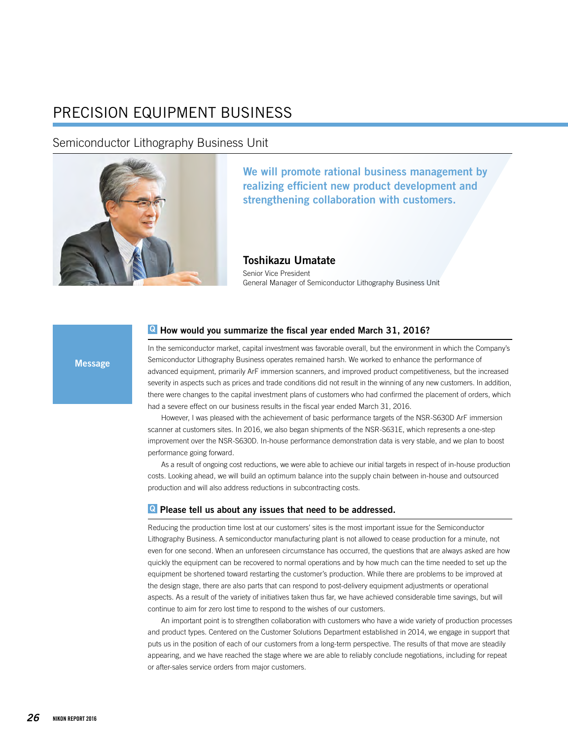# PRECISION EQUIPMENT BUSINESS

## Semiconductor Lithography Business Unit

**We will promote rational business management by realizing efficient new product development and strengthening collaboration with customers.**

**Toshikazu Umatate**
Senior Vice President
General Manager of Semiconductor Lithography Business Unit

**Message**

### Q How would you summarize the fiscal year ended March 31, 2016?

In the semiconductor market, capital investment was favorable overall, but the environment in which the Company's Semiconductor Lithography Business operates remained harsh. We worked to enhance the performance of advanced equipment, primarily ArF immersion scanners, and improved product competitiveness, but the increased severity in aspects such as prices and trade conditions did not result in the winning of any new customers. In addition, there were changes to the capital investment plans of customers who had confirmed the placement of orders, which had a severe effect on our business results in the fiscal year ended March 31, 2016.

However, I was pleased with the achievement of basic performance targets of the NSR-S630D ArF immersion scanner at customers sites. In 2016, we also began shipments of the NSR-S631E, which represents a one-step improvement over the NSR-S630D. In-house performance demonstration data is very stable, and we plan to boost performance going forward.

As a result of ongoing cost reductions, we were able to achieve our initial targets in respect of in-house production costs. Looking ahead, we will build an optimum balance into the supply chain between in-house and outsourced production and will also address reductions in subcontracting costs.

### Q Please tell us about any issues that need to be addressed.

Reducing the production time lost at our customers' sites is the most important issue for the Semiconductor Lithography Business. A semiconductor manufacturing plant is not allowed to cease production for a minute, not even for one second. When an unforeseen circumstance has occurred, the questions that are always asked are how quickly the equipment can be recovered to normal operations and by how much can the time needed to set up the equipment be shortened toward restarting the customer's production. While there are problems to be improved at the design stage, there are also parts that can respond to post-delivery equipment adjustments or operational aspects. As a result of the variety of initiatives taken thus far, we have achieved considerable time savings, but will continue to aim for zero lost time to respond to the wishes of our customers.

An important point is to strengthen collaboration with customers who have a wide variety of production processes and product types. Centered on the Customer Solutions Department established in 2014, we engage in support that puts us in the position of each of our customers from a long-term perspective. The results of that move are steadily appearing, and we have reached the stage where we are able to reliably conclude negotiations, including for repeat or after-sales service orders from major customers.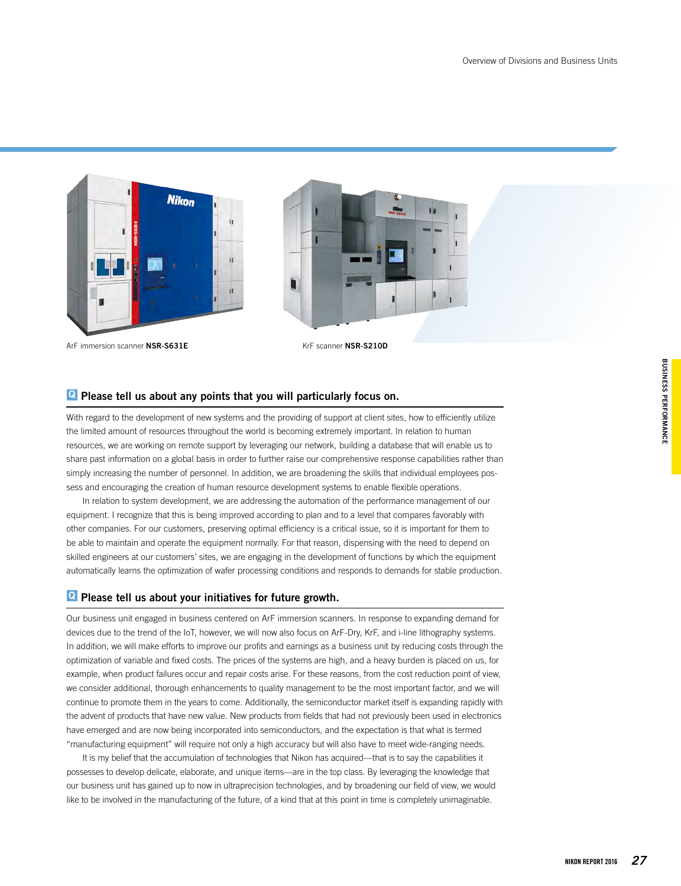ArF immersion scanner **NSR-S631E**

KrF scanner **NSR-S210D**

## Q Please tell us about any points that you will particularly focus on.

With regard to the development of new systems and the providing of support at client sites, how to efficiently utilize the limited amount of resources throughout the world is becoming extremely important. In relation to human resources, we are working on remote support by leveraging our network, building a database that will enable us to share past information on a global basis in order to further raise our comprehensive response capabilities rather than simply increasing the number of personnel. In addition, we are broadening the skills that individual employees possess and encouraging the creation of human resource development systems to enable flexible operations.

In relation to system development, we are addressing the automation of the performance management of our equipment. I recognize that this is being improved according to plan and to a level that compares favorably with other companies. For our customers, preserving optimal efficiency is a critical issue, so it is important for them to be able to maintain and operate the equipment normally. For that reason, dispensing with the need to depend on skilled engineers at our customers' sites, we are engaging in the development of functions by which the equipment automatically learns the optimization of wafer processing conditions and responds to demands for stable production.

## Q Please tell us about your initiatives for future growth.

Our business unit engaged in business centered on ArF immersion scanners. In response to expanding demand for devices due to the trend of the IoT, however, we will now also focus on ArF-Dry, KrF, and i-line lithography systems. In addition, we will make efforts to improve our profits and earnings as a business unit by reducing costs through the optimization of variable and fixed costs. The prices of the systems are high, and a heavy burden is placed on us, for example, when product failures occur and repair costs arise. For these reasons, from the cost reduction point of view, we consider additional, thorough enhancements to quality management to be the most important factor, and we will continue to promote them in the years to come. Additionally, the semiconductor market itself is expanding rapidly with the advent of products that have new value. New products from fields that had not previously been used in electronics have emerged and are now being incorporated into semiconductors, and the expectation is that what is termed "manufacturing equipment" will require not only a high accuracy but will also have to meet wide-ranging needs.

It is my belief that the accumulation of technologies that Nikon has acquired—that is to say the capabilities it possesses to develop delicate, elaborate, and unique items—are in the top class. By leveraging the knowledge that our business unit has gained up to now in ultraprecision technologies, and by broadening our field of view, we would like to be involved in the manufacturing of the future, of a kind that at this point in time is completely unimaginable.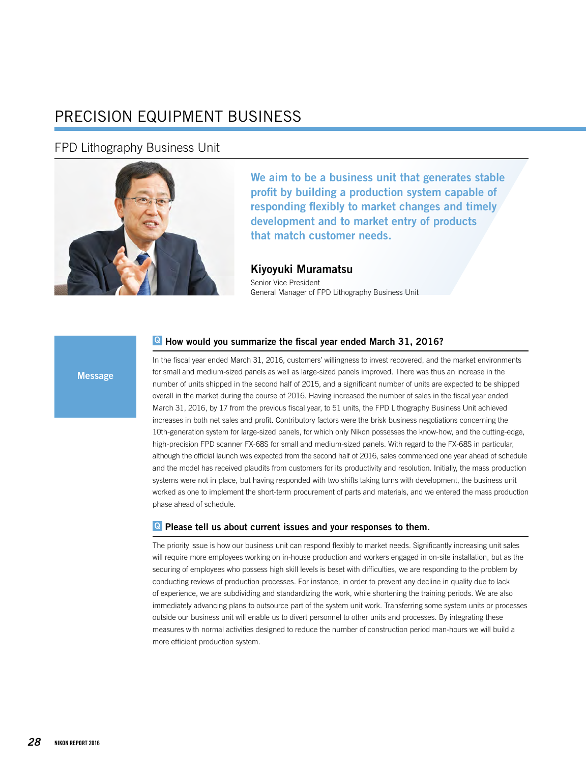# PRECISION EQUIPMENT BUSINESS

## FPD Lithography Business Unit

**We aim to be a business unit that generates stable profit by building a production system capable of responding flexibly to market changes and timely development and to market entry of products that match customer needs.**

**Kiyoyuki Muramatsu**
Senior Vice President
General Manager of FPD Lithography Business Unit

**Message**

### Q How would you summarize the fiscal year ended March 31, 2016?

In the fiscal year ended March 31, 2016, customers' willingness to invest recovered, and the market environments for small and medium-sized panels as well as large-sized panels improved. There was thus an increase in the number of units shipped in the second half of 2015, and a significant number of units are expected to be shipped overall in the market during the course of 2016. Having increased the number of sales in the fiscal year ended March 31, 2016, by 17 from the previous fiscal year, to 51 units, the FPD Lithography Business Unit achieved increases in both net sales and profit. Contributory factors were the brisk business negotiations concerning the 10th-generation system for large-sized panels, for which only Nikon possesses the know-how, and the cutting-edge, high-precision FPD scanner FX-68S for small and medium-sized panels. With regard to the FX-68S in particular, although the official launch was expected from the second half of 2016, sales commenced one year ahead of schedule and the model has received plaudits from customers for its productivity and resolution. Initially, the mass production systems were not in place, but having responded with two shifts taking turns with development, the business unit worked as one to implement the short-term procurement of parts and materials, and we entered the mass production phase ahead of schedule.

### Q Please tell us about current issues and your responses to them.

The priority issue is how our business unit can respond flexibly to market needs. Significantly increasing unit sales will require more employees working on in-house production and workers engaged in on-site installation, but as the securing of employees who possess high skill levels is beset with difficulties, we are responding to the problem by conducting reviews of production processes. For instance, in order to prevent any decline in quality due to lack of experience, we are subdividing and standardizing the work, while shortening the training periods. We are also immediately advancing plans to outsource part of the system unit work. Transferring some system units or processes outside our business unit will enable us to divert personnel to other units and processes. By integrating these measures with normal activities designed to reduce the number of construction period man-hours we will build a more efficient production system.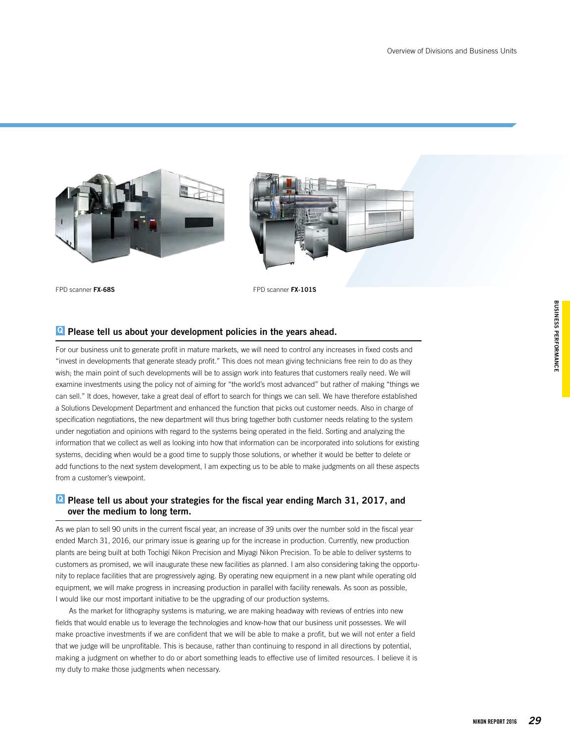FPD scanner **FX-68S**

FPD scanner **FX-101S**

## Please tell us about your development policies in the years ahead.

For our business unit to generate profit in mature markets, we will need to control any increases in fixed costs and "invest in developments that generate steady profit." This does not mean giving technicians free rein to do as they wish; the main point of such developments will be to assign work into features that customers really need. We will examine investments using the policy not of aiming for "the world's most advanced" but rather of making "things we can sell." It does, however, take a great deal of effort to search for things we can sell. We have therefore established a Solutions Development Department and enhanced the function that picks out customer needs. Also in charge of specification negotiations, the new department will thus bring together both customer needs relating to the system under negotiation and opinions with regard to the systems being operated in the field. Sorting and analyzing the information that we collect as well as looking into how that information can be incorporated into solutions for existing systems, deciding when would be a good time to supply those solutions, or whether it would be better to delete or add functions to the next system development, I am expecting us to be able to make judgments on all these aspects from a customer's viewpoint.

## Please tell us about your strategies for the fiscal year ending March 31, 2017, and over the medium to long term.

As we plan to sell 90 units in the current fiscal year, an increase of 39 units over the number sold in the fiscal year ended March 31, 2016, our primary issue is gearing up for the increase in production. Currently, new production plants are being built at both Tochigi Nikon Precision and Miyagi Nikon Precision. To be able to deliver systems to customers as promised, we will inaugurate these new facilities as planned. I am also considering taking the opportunity to replace facilities that are progressively aging. By operating new equipment in a new plant while operating old equipment, we will make progress in increasing production in parallel with facility renewals. As soon as possible, I would like our most important initiative to be the upgrading of our production systems.

As the market for lithography systems is maturing, we are making headway with reviews of entries into new fields that would enable us to leverage the technologies and know-how that our business unit possesses. We will make proactive investments if we are confident that we will be able to make a profit, but we will not enter a field that we judge will be unprofitable. This is because, rather than continuing to respond in all directions by potential, making a judgment on whether to do or abort something leads to effective use of limited resources. I believe it is my duty to make those judgments when necessary.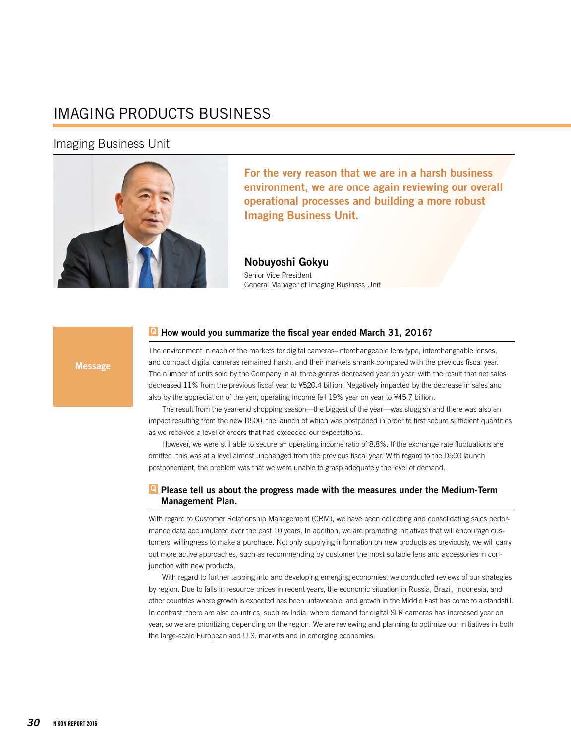# IMAGING PRODUCTS BUSINESS

## Imaging Business Unit

**For the very reason that we are in a harsh business environment, we are once again reviewing our overall operational processes and building a more robust Imaging Business Unit.**

**Nobuyoshi Gokyu**
Senior Vice President
General Manager of Imaging Business Unit

**Message**

### Q How would you summarize the fiscal year ended March 31, 2016?

The environment in each of the markets for digital cameras–interchangeable lens type, interchangeable lenses, and compact digital cameras remained harsh, and their markets shrank compared with the previous fiscal year. The number of units sold by the Company in all three genres decreased year on year, with the result that net sales decreased 11% from the previous fiscal year to ¥520.4 billion. Negatively impacted by the decrease in sales and also by the appreciation of the yen, operating income fell 19% year on year to ¥45.7 billion.

The result from the year-end shopping season—the biggest of the year—was sluggish and there was also an impact resulting from the new D500, the launch of which was postponed in order to first secure sufficient quantities as we received a level of orders that had exceeded our expectations.

However, we were still able to secure an operating income ratio of 8.8%. If the exchange rate fluctuations are omitted, this was at a level almost unchanged from the previous fiscal year. With regard to the D500 launch postponement, the problem was that we were unable to grasp adequately the level of demand.

### Q Please tell us about the progress made with the measures under the Medium-Term Management Plan.

With regard to Customer Relationship Management (CRM), we have been collecting and consolidating sales performance data accumulated over the past 10 years. In addition, we are promoting initiatives that will encourage customers' willingness to make a purchase. Not only supplying information on new products as previously, we will carry out more active approaches, such as recommending by customer the most suitable lens and accessories in conjunction with new products.

With regard to further tapping into and developing emerging economies, we conducted reviews of our strategies by region. Due to falls in resource prices in recent years, the economic situation in Russia, Brazil, Indonesia, and other countries where growth is expected has been unfavorable, and growth in the Middle East has come to a standstill. In contrast, there are also countries, such as India, where demand for digital SLR cameras has increased year on year, so we are prioritizing depending on the region. We are reviewing and planning to optimize our initiatives in both the large-scale European and U.S. markets and in emerging economies.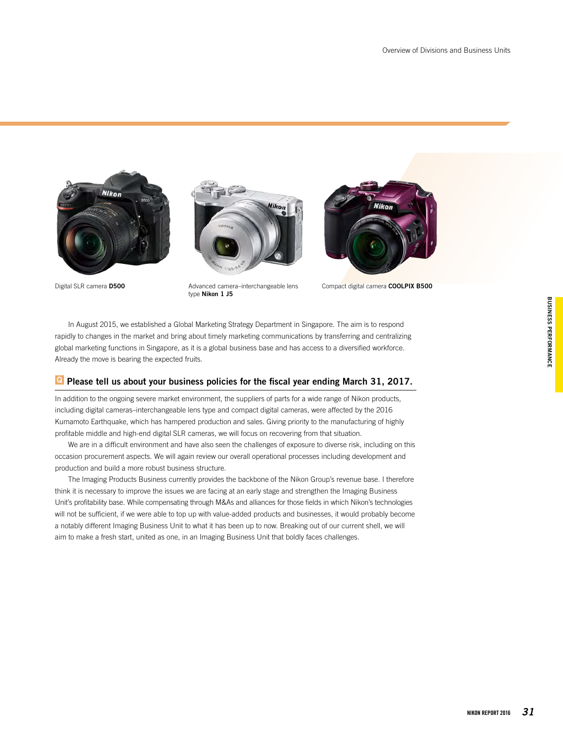Digital SLR camera **D500**

Advanced camera–interchangeable lens type **Nikon 1 J5**

Compact digital camera **COOLPIX B500**

In August 2015, we established a Global Marketing Strategy Department in Singapore. The aim is to respond rapidly to changes in the market and bring about timely marketing communications by transferring and centralizing global marketing functions in Singapore, as it is a global business base and has access to a diversified workforce. Already the move is bearing the expected fruits.

### Q Please tell us about your business policies for the fiscal year ending March 31, 2017.

In addition to the ongoing severe market environment, the suppliers of parts for a wide range of Nikon products, including digital cameras–interchangeable lens type and compact digital cameras, were affected by the 2016 Kumamoto Earthquake, which has hampered production and sales. Giving priority to the manufacturing of highly profitable middle and high-end digital SLR cameras, we will focus on recovering from that situation.

We are in a difficult environment and have also seen the challenges of exposure to diverse risk, including on this occasion procurement aspects. We will again review our overall operational processes including development and production and build a more robust business structure.

The Imaging Products Business currently provides the backbone of the Nikon Group's revenue base. I therefore think it is necessary to improve the issues we are facing at an early stage and strengthen the Imaging Business Unit's profitability base. While compensating through M&As and alliances for those fields in which Nikon's technologies will not be sufficient, if we were able to top up with value-added products and businesses, it would probably become a notably different Imaging Business Unit to what it has been up to now. Breaking out of our current shell, we will aim to make a fresh start, united as one, in an Imaging Business Unit that boldly faces challenges.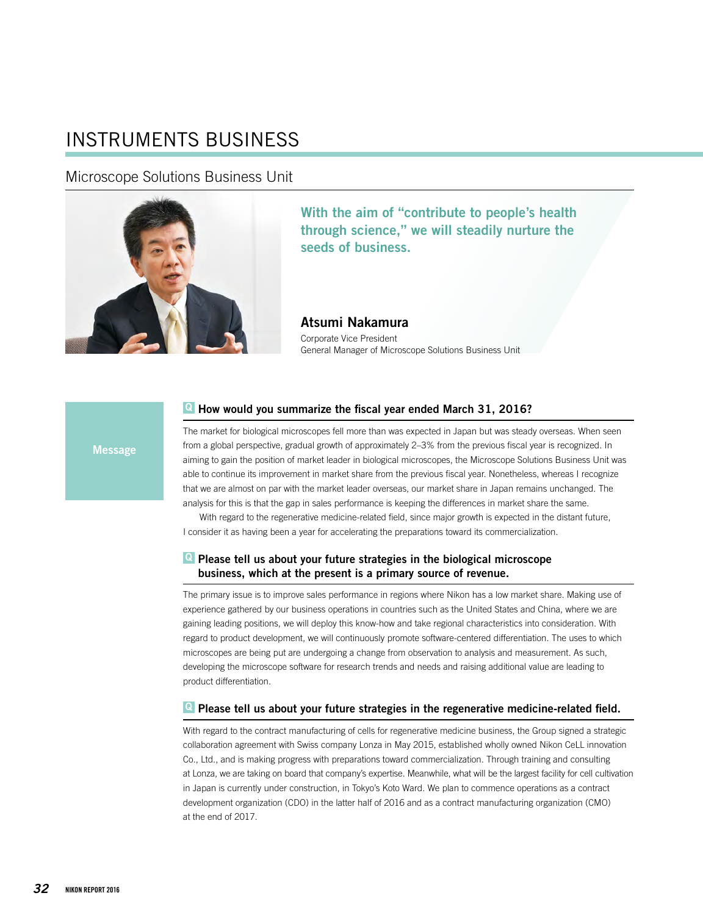# INSTRUMENTS BUSINESS

## Microscope Solutions Business Unit

**With the aim of "contribute to people's health through science," we will steadily nurture the seeds of business.**

**Atsumi Nakamura**
Corporate Vice President
General Manager of Microscope Solutions Business Unit

Message

### Q How would you summarize the fiscal year ended March 31, 2016?

The market for biological microscopes fell more than was expected in Japan but was steady overseas. When seen from a global perspective, gradual growth of approximately 2–3% from the previous fiscal year is recognized. In aiming to gain the position of market leader in biological microscopes, the Microscope Solutions Business Unit was able to continue its improvement in market share from the previous fiscal year. Nonetheless, whereas I recognize that we are almost on par with the market leader overseas, our market share in Japan remains unchanged. The analysis for this is that the gap in sales performance is keeping the differences in market share the same.

With regard to the regenerative medicine-related field, since major growth is expected in the distant future, I consider it as having been a year for accelerating the preparations toward its commercialization.

### Q Please tell us about your future strategies in the biological microscope business, which at the present is a primary source of revenue.

The primary issue is to improve sales performance in regions where Nikon has a low market share. Making use of experience gathered by our business operations in countries such as the United States and China, where we are gaining leading positions, we will deploy this know-how and take regional characteristics into consideration. With regard to product development, we will continuously promote software-centered differentiation. The uses to which microscopes are being put are undergoing a change from observation to analysis and measurement. As such, developing the microscope software for research trends and needs and raising additional value are leading to product differentiation.

### Q Please tell us about your future strategies in the regenerative medicine-related field.

With regard to the contract manufacturing of cells for regenerative medicine business, the Group signed a strategic collaboration agreement with Swiss company Lonza in May 2015, established wholly owned Nikon CeLL innovation Co., Ltd., and is making progress with preparations toward commercialization. Through training and consulting at Lonza, we are taking on board that company's expertise. Meanwhile, what will be the largest facility for cell cultivation in Japan is currently under construction, in Tokyo's Koto Ward. We plan to commence operations as a contract development organization (CDO) in the latter half of 2016 and as a contract manufacturing organization (CMO) at the end of 2017.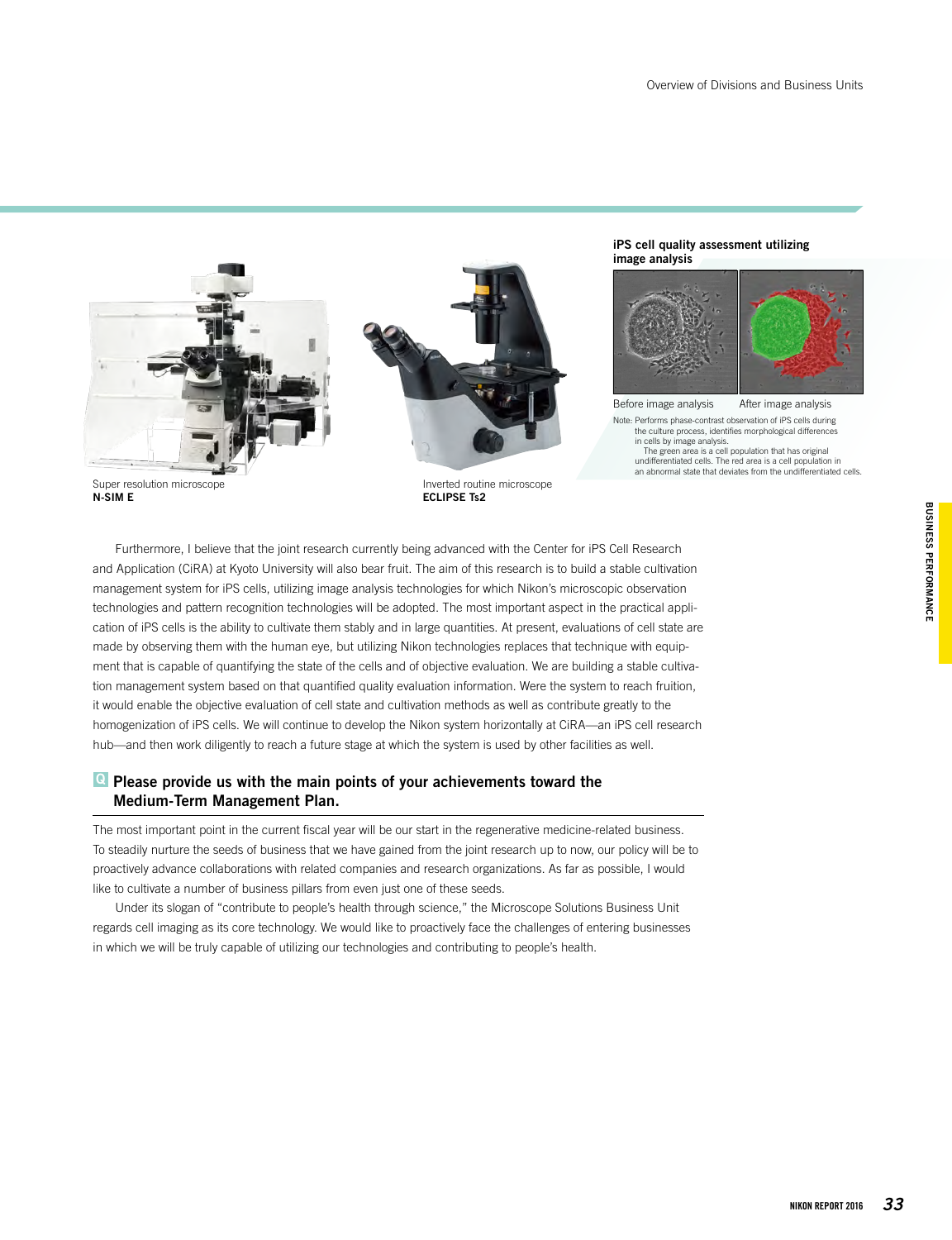Super resolution microscope
**N-SIM E**

Inverted routine microscope
**ECLIPSE Ts2**

**iPS cell quality assessment utilizing image analysis**

Before image analysis After image analysis

Note: Performs phase-contrast observation of iPS cells during the culture process, identifies morphological differences in cells by image analysis.
The green area is a cell population that has original undifferentiated cells. The red area is a cell population in an abnormal state that deviates from the undifferentiated cells.

Furthermore, I believe that the joint research currently being advanced with the Center for iPS Cell Research and Application (CiRA) at Kyoto University will also bear fruit. The aim of this research is to build a stable cultivation management system for iPS cells, utilizing image analysis technologies for which Nikon's microscopic observation technologies and pattern recognition technologies will be adopted. The most important aspect in the practical application of iPS cells is the ability to cultivate them stably and in large quantities. At present, evaluations of cell state are made by observing them with the human eye, but utilizing Nikon technologies replaces that technique with equipment that is capable of quantifying the state of the cells and of objective evaluation. We are building a stable cultivation management system based on that quantified quality evaluation information. Were the system to reach fruition, it would enable the objective evaluation of cell state and cultivation methods as well as contribute greatly to the homogenization of iPS cells. We will continue to develop the Nikon system horizontally at CiRA—an iPS cell research hub—and then work diligently to reach a future stage at which the system is used by other facilities as well.

## Q Please provide us with the main points of your achievements toward the Medium-Term Management Plan.

The most important point in the current fiscal year will be our start in the regenerative medicine-related business. To steadily nurture the seeds of business that we have gained from the joint research up to now, our policy will be to proactively advance collaborations with related companies and research organizations. As far as possible, I would like to cultivate a number of business pillars from even just one of these seeds.

Under its slogan of "contribute to people's health through science," the Microscope Solutions Business Unit regards cell imaging as its core technology. We would like to proactively face the challenges of entering businesses in which we will be truly capable of utilizing our technologies and contributing to people's health.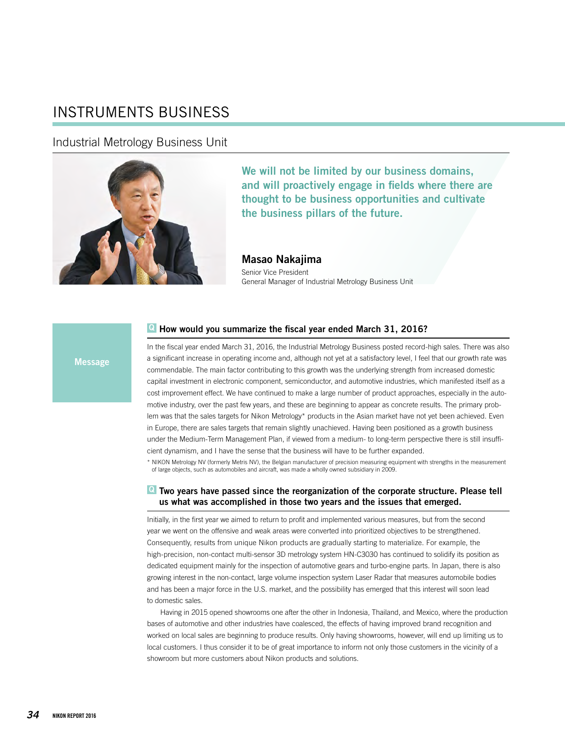# INSTRUMENTS BUSINESS

## Industrial Metrology Business Unit

**We will not be limited by our business domains, and will proactively engage in fields where there are thought to be business opportunities and cultivate the business pillars of the future.**

**Masao Nakajima**
Senior Vice President
General Manager of Industrial Metrology Business Unit

### Message

#### Q How would you summarize the fiscal year ended March 31, 2016?

In the fiscal year ended March 31, 2016, the Industrial Metrology Business posted record-high sales. There was also a significant increase in operating income and, although not yet at a satisfactory level, I feel that our growth rate was commendable. The main factor contributing to this growth was the underlying strength from increased domestic capital investment in electronic component, semiconductor, and automotive industries, which manifested itself as a cost improvement effect. We have continued to make a large number of product approaches, especially in the automotive industry, over the past few years, and these are beginning to appear as concrete results. The primary problem was that the sales targets for Nikon Metrology* products in the Asian market have not yet been achieved. Even in Europe, there are sales targets that remain slightly unachieved. Having been positioned as a growth business under the Medium-Term Management Plan, if viewed from a medium- to long-term perspective there is still insufficient dynamism, and I have the sense that the business will have to be further expanded.

\* NIKON Metrology NV (formerly Metris NV), the Belgian manufacturer of precision measuring equipment with strengths in the measurement of large objects, such as automobiles and aircraft, was made a wholly owned subsidiary in 2009.

#### Q Two years have passed since the reorganization of the corporate structure. Please tell us what was accomplished in those two years and the issues that emerged.

Initially, in the first year we aimed to return to profit and implemented various measures, but from the second year we went on the offensive and weak areas were converted into prioritized objectives to be strengthened. Consequently, results from unique Nikon products are gradually starting to materialize. For example, the high-precision, non-contact multi-sensor 3D metrology system HN-C3030 has continued to solidify its position as dedicated equipment mainly for the inspection of automotive gears and turbo-engine parts. In Japan, there is also growing interest in the non-contact, large volume inspection system Laser Radar that measures automobile bodies and has been a major force in the U.S. market, and the possibility has emerged that this interest will soon lead to domestic sales.

Having in 2015 opened showrooms one after the other in Indonesia, Thailand, and Mexico, where the production bases of automotive and other industries have coalesced, the effects of having improved brand recognition and worked on local sales are beginning to produce results. Only having showrooms, however, will end up limiting us to local customers. I thus consider it to be of great importance to inform not only those customers in the vicinity of a showroom but more customers about Nikon products and solutions.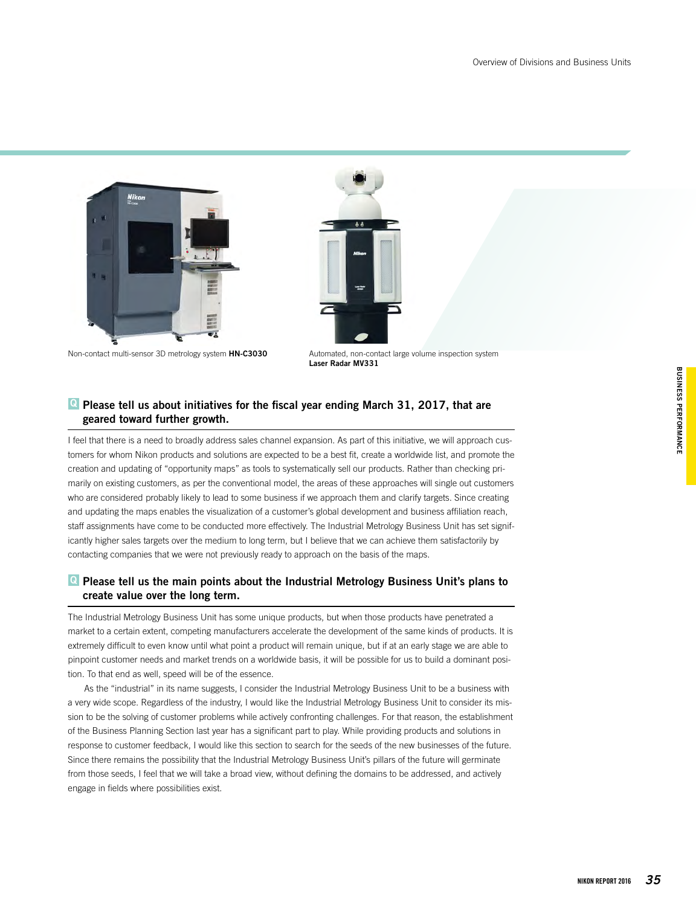Non-contact multi-sensor 3D metrology system **HN-C3030**

Automated, non-contact large volume inspection system **Laser Radar MV331**

## Q Please tell us about initiatives for the fiscal year ending March 31, 2017, that are geared toward further growth.

I feel that there is a need to broadly address sales channel expansion. As part of this initiative, we will approach customers for whom Nikon products and solutions are expected to be a best fit, create a worldwide list, and promote the creation and updating of "opportunity maps" as tools to systematically sell our products. Rather than checking primarily on existing customers, as per the conventional model, the areas of these approaches will single out customers who are considered probably likely to lead to some business if we approach them and clarify targets. Since creating and updating the maps enables the visualization of a customer's global development and business affiliation reach, staff assignments have come to be conducted more effectively. The Industrial Metrology Business Unit has set significantly higher sales targets over the medium to long term, but I believe that we can achieve them satisfactorily by contacting companies that we were not previously ready to approach on the basis of the maps.

## Q Please tell us the main points about the Industrial Metrology Business Unit's plans to create value over the long term.

The Industrial Metrology Business Unit has some unique products, but when those products have penetrated a market to a certain extent, competing manufacturers accelerate the development of the same kinds of products. It is extremely difficult to even know until what point a product will remain unique, but if at an early stage we are able to pinpoint customer needs and market trends on a worldwide basis, it will be possible for us to build a dominant position. To that end as well, speed will be of the essence.

As the "industrial" in its name suggests, I consider the Industrial Metrology Business Unit to be a business with a very wide scope. Regardless of the industry, I would like the Industrial Metrology Business Unit to consider its mission to be the solving of customer problems while actively confronting challenges. For that reason, the establishment of the Business Planning Section last year has a significant part to play. While providing products and solutions in response to customer feedback, I would like this section to search for the seeds of the new businesses of the future. Since there remains the possibility that the Industrial Metrology Business Unit's pillars of the future will germinate from those seeds, I feel that we will take a broad view, without defining the domains to be addressed, and actively engage in fields where possibilities exist.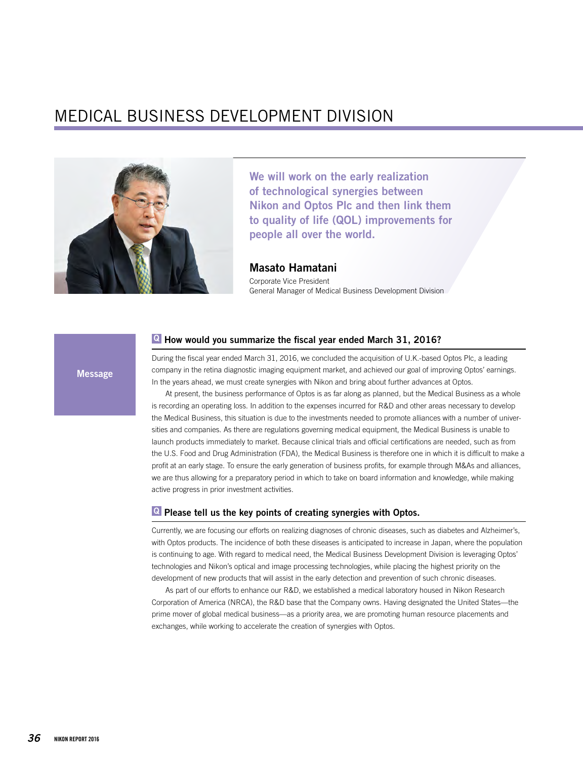# MEDICAL BUSINESS DEVELOPMENT DIVISION

**We will work on the early realization of technological synergies between Nikon and Optos Plc and then link them to quality of life (QOL) improvements for people all over the world.**

**Masato Hamatani**
Corporate Vice President
General Manager of Medical Business Development Division

## Message

### Q How would you summarize the fiscal year ended March 31, 2016?

During the fiscal year ended March 31, 2016, we concluded the acquisition of U.K.-based Optos Plc, a leading company in the retina diagnostic imaging equipment market, and achieved our goal of improving Optos' earnings. In the years ahead, we must create synergies with Nikon and bring about further advances at Optos.

At present, the business performance of Optos is as far along as planned, but the Medical Business as a whole is recording an operating loss. In addition to the expenses incurred for R&D and other areas necessary to develop the Medical Business, this situation is due to the investments needed to promote alliances with a number of universities and companies. As there are regulations governing medical equipment, the Medical Business is unable to launch products immediately to market. Because clinical trials and official certifications are needed, such as from the U.S. Food and Drug Administration (FDA), the Medical Business is therefore one in which it is difficult to make a profit at an early stage. To ensure the early generation of business profits, for example through M&As and alliances, we are thus allowing for a preparatory period in which to take on board information and knowledge, while making active progress in prior investment activities.

### Q Please tell us the key points of creating synergies with Optos.

Currently, we are focusing our efforts on realizing diagnoses of chronic diseases, such as diabetes and Alzheimer's, with Optos products. The incidence of both these diseases is anticipated to increase in Japan, where the population is continuing to age. With regard to medical need, the Medical Business Development Division is leveraging Optos' technologies and Nikon's optical and image processing technologies, while placing the highest priority on the development of new products that will assist in the early detection and prevention of such chronic diseases.

As part of our efforts to enhance our R&D, we established a medical laboratory housed in Nikon Research Corporation of America (NRCA), the R&D base that the Company owns. Having designated the United States—the prime mover of global medical business—as a priority area, we are promoting human resource placements and exchanges, while working to accelerate the creation of synergies with Optos.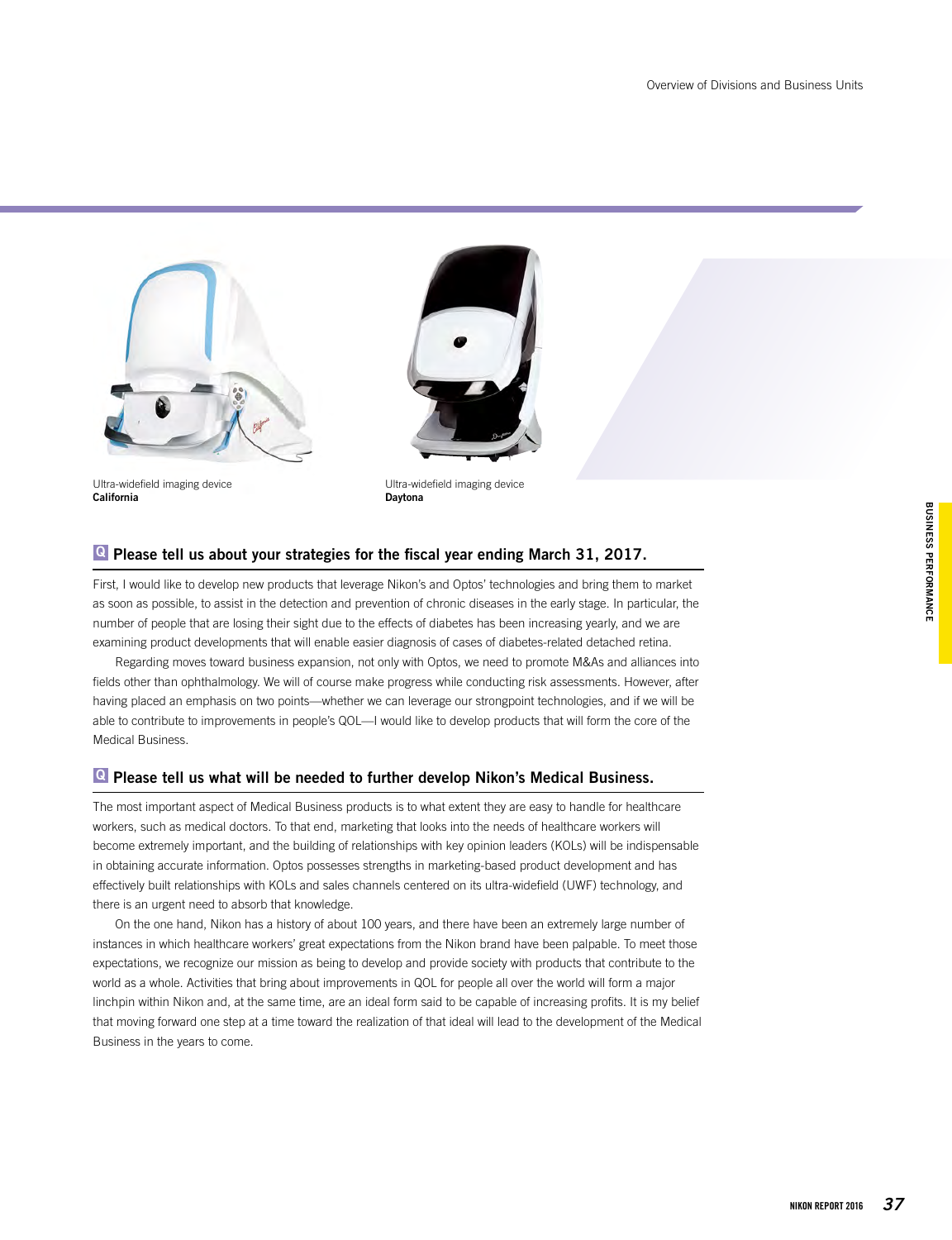Ultra-widefield imaging device
**California**

Ultra-widefield imaging device
**Daytona**

## Q Please tell us about your strategies for the fiscal year ending March 31, 2017.

First, I would like to develop new products that leverage Nikon's and Optos' technologies and bring them to market as soon as possible, to assist in the detection and prevention of chronic diseases in the early stage. In particular, the number of people that are losing their sight due to the effects of diabetes has been increasing yearly, and we are examining product developments that will enable easier diagnosis of cases of diabetes-related detached retina.

Regarding moves toward business expansion, not only with Optos, we need to promote M&As and alliances into fields other than ophthalmology. We will of course make progress while conducting risk assessments. However, after having placed an emphasis on two points—whether we can leverage our strongpoint technologies, and if we will be able to contribute to improvements in people's QOL—I would like to develop products that will form the core of the Medical Business.

## Q Please tell us what will be needed to further develop Nikon's Medical Business.

The most important aspect of Medical Business products is to what extent they are easy to handle for healthcare workers, such as medical doctors. To that end, marketing that looks into the needs of healthcare workers will become extremely important, and the building of relationships with key opinion leaders (KOLs) will be indispensable in obtaining accurate information. Optos possesses strengths in marketing-based product development and has effectively built relationships with KOLs and sales channels centered on its ultra-widefield (UWF) technology, and there is an urgent need to absorb that knowledge.

On the one hand, Nikon has a history of about 100 years, and there have been an extremely large number of instances in which healthcare workers' great expectations from the Nikon brand have been palpable. To meet those expectations, we recognize our mission as being to develop and provide society with products that contribute to the world as a whole. Activities that bring about improvements in QOL for people all over the world will form a major linchpin within Nikon and, at the same time, are an ideal form said to be capable of increasing profits. It is my belief that moving forward one step at a time toward the realization of that ideal will lead to the development of the Medical Business in the years to come.